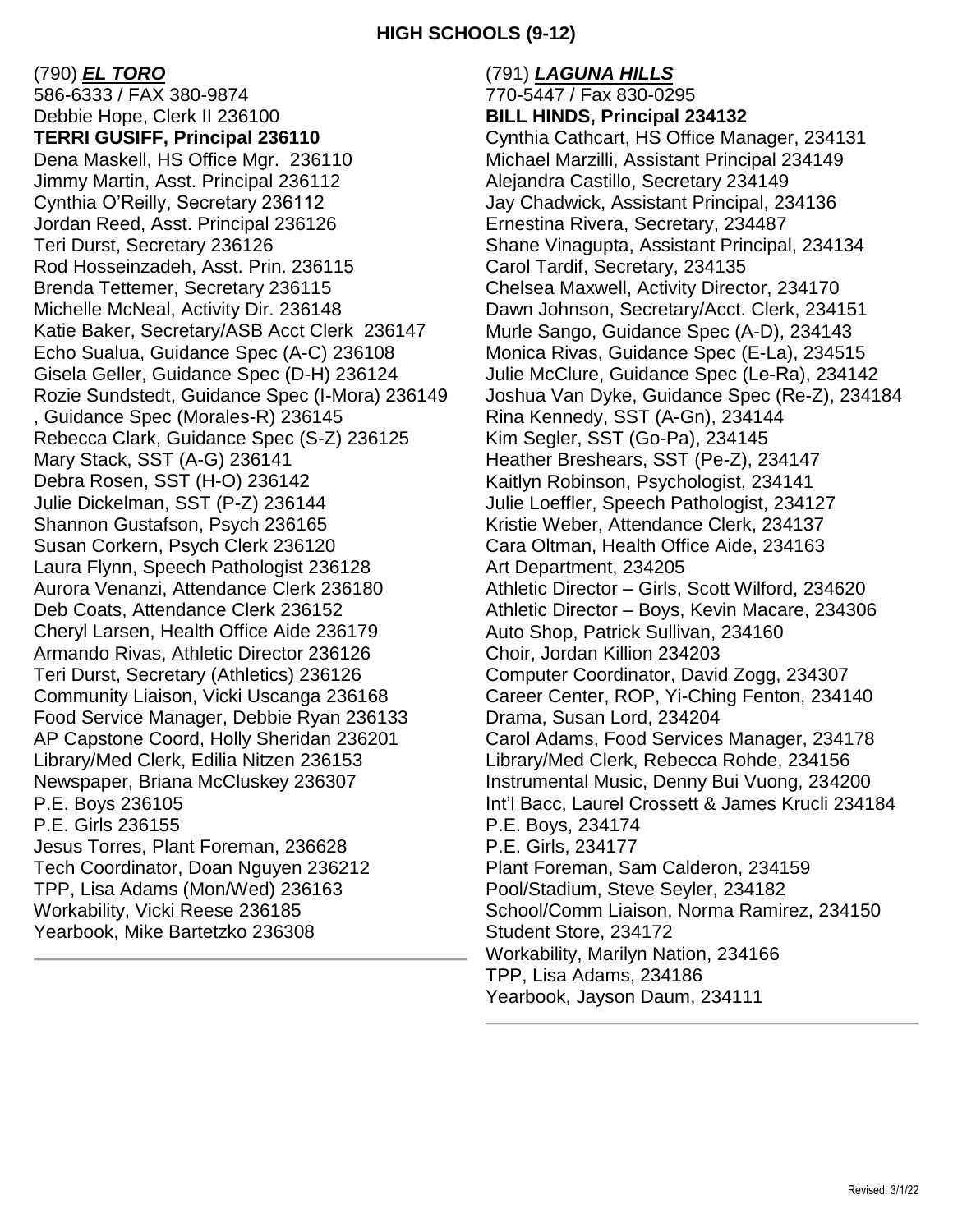# HIGH SCHOOLS (9-12)

(790) ***EL TORO***
586-6333 / FAX 380-9874
Debbie Hope, Clerk II 236100
**TERRI GUSIFF, Principal 236110**
Dena Maskell, HS Office Mgr. 236110
Jimmy Martin, Asst. Principal 236112
Cynthia O'Reilly, Secretary 236112
Jordan Reed, Asst. Principal 236126
Teri Durst, Secretary 236126
Rod Hosseinzadeh, Asst. Prin. 236115
Brenda Tettemer, Secretary 236115
Michelle McNeal, Activity Dir. 236148
Katie Baker, Secretary/ASB Acct Clerk 236147
Echo Sualua, Guidance Spec (A-C) 236108
Gisela Geller, Guidance Spec (D-H) 236124
Rozie Sundstedt, Guidance Spec (I-Mora) 236149
, Guidance Spec (Morales-R) 236145
Rebecca Clark, Guidance Spec (S-Z) 236125
Mary Stack, SST (A-G) 236141
Debra Rosen, SST (H-O) 236142
Julie Dickelman, SST (P-Z) 236144
Shannon Gustafson, Psych 236165
Susan Corkern, Psych Clerk 236120
Laura Flynn, Speech Pathologist 236128
Aurora Venanzi, Attendance Clerk 236180
Deb Coats, Attendance Clerk 236152
Cheryl Larsen, Health Office Aide 236179
Armando Rivas, Athletic Director 236126
Teri Durst, Secretary (Athletics) 236126
Community Liaison, Vicki Uscanga 236168
Food Service Manager, Debbie Ryan 236133
AP Capstone Coord, Holly Sheridan 236201
Library/Med Clerk, Edilia Nitzen 236153
Newspaper, Briana McCluskey 236307
P.E. Boys 236105
P.E. Girls 236155
Jesus Torres, Plant Foreman, 236628
Tech Coordinator, Doan Nguyen 236212
TPP, Lisa Adams (Mon/Wed) 236163
Workability, Vicki Reese 236185
Yearbook, Mike Bartetzko 236308

---

(791) ***LAGUNA HILLS***
770-5447 / Fax 830-0295
**BILL HINDS, Principal 234132**
Cynthia Cathcart, HS Office Manager, 234131
Michael Marzilli, Assistant Principal 234149
Alejandra Castillo, Secretary 234149
Jay Chadwick, Assistant Principal, 234136
Ernestina Rivera, Secretary, 234487
Shane Vinagupta, Assistant Principal, 234134
Carol Tardif, Secretary, 234135
Chelsea Maxwell, Activity Director, 234170
Dawn Johnson, Secretary/Acct. Clerk, 234151
Murle Sango, Guidance Spec (A-D), 234143
Monica Rivas, Guidance Spec (E-La), 234515
Julie McClure, Guidance Spec (Le-Ra), 234142
Joshua Van Dyke, Guidance Spec (Re-Z), 234184
Rina Kennedy, SST (A-Gn), 234144
Kim Segler, SST (Go-Pa), 234145
Heather Breshears, SST (Pe-Z), 234147
Kaitlyn Robinson, Psychologist, 234141
Julie Loeffler, Speech Pathologist, 234127
Kristie Weber, Attendance Clerk, 234137
Cara Oltman, Health Office Aide, 234163
Art Department, 234205
Athletic Director – Girls, Scott Wilford, 234620
Athletic Director – Boys, Kevin Macare, 234306
Auto Shop, Patrick Sullivan, 234160
Choir, Jordan Killion 234203
Computer Coordinator, David Zogg, 234307
Career Center, ROP, Yi-Ching Fenton, 234140
Drama, Susan Lord, 234204
Carol Adams, Food Services Manager, 234178
Library/Med Clerk, Rebecca Rohde, 234156
Instrumental Music, Denny Bui Vuong, 234200
Int'l Bacc, Laurel Crossett & James Krucli 234184
P.E. Boys, 234174
P.E. Girls, 234177
Plant Foreman, Sam Calderon, 234159
Pool/Stadium, Steve Seyler, 234182
School/Comm Liaison, Norma Ramirez, 234150
Student Store, 234172
Workability, Marilyn Nation, 234166
TPP, Lisa Adams, 234186
Yearbook, Jayson Daum, 234111

---

Revised: 3/1/22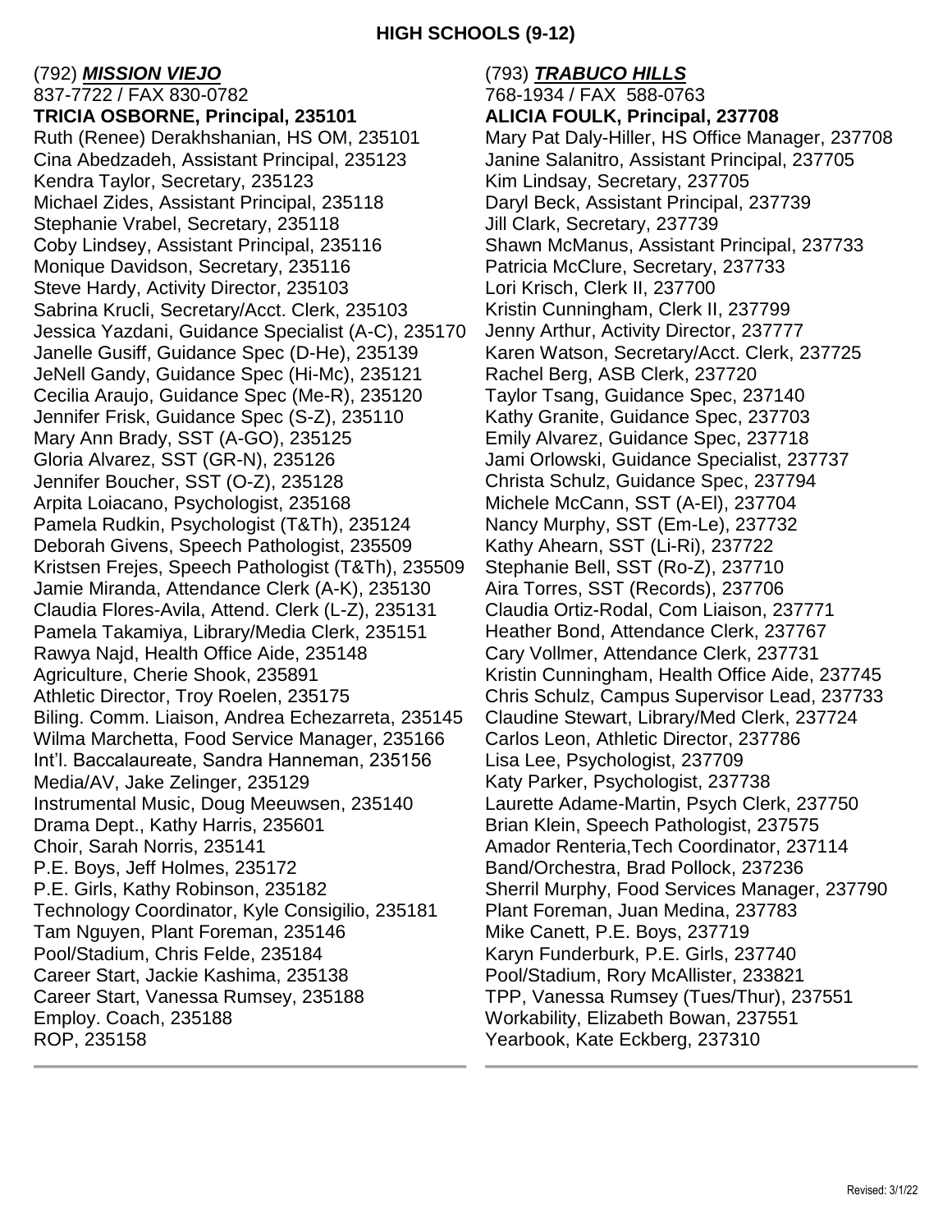# HIGH SCHOOLS (9-12)

(792) ***MISSION VIEJO***
837-7722 / FAX 830-0782
**TRICIA OSBORNE, Principal, 235101**
Ruth (Renee) Derakhshanian, HS OM, 235101
Cina Abedzadeh, Assistant Principal, 235123
Kendra Taylor, Secretary, 235123
Michael Zides, Assistant Principal, 235118
Stephanie Vrabel, Secretary, 235118
Coby Lindsey, Assistant Principal, 235116
Monique Davidson, Secretary, 235116
Steve Hardy, Activity Director, 235103
Sabrina Krucli, Secretary/Acct. Clerk, 235103
Jessica Yazdani, Guidance Specialist (A-C), 235170
Janelle Gusiff, Guidance Spec (D-He), 235139
JeNell Gandy, Guidance Spec (Hi-Mc), 235121
Cecilia Araujo, Guidance Spec (Me-R), 235120
Jennifer Frisk, Guidance Spec (S-Z), 235110
Mary Ann Brady, SST (A-GO), 235125
Gloria Alvarez, SST (GR-N), 235126
Jennifer Boucher, SST (O-Z), 235128
Arpita Loiacano, Psychologist, 235168
Pamela Rudkin, Psychologist (T&Th), 235124
Deborah Givens, Speech Pathologist, 235509
Kristsen Frejes, Speech Pathologist (T&Th), 235509
Jamie Miranda, Attendance Clerk (A-K), 235130
Claudia Flores-Avila, Attend. Clerk (L-Z), 235131
Pamela Takamiya, Library/Media Clerk, 235151
Rawya Najd, Health Office Aide, 235148
Agriculture, Cherie Shook, 235891
Athletic Director, Troy Roelen, 235175
Biling. Comm. Liaison, Andrea Echezarreta, 235145
Wilma Marchetta, Food Service Manager, 235166
Int'l. Baccalaureate, Sandra Hanneman, 235156
Media/AV, Jake Zelinger, 235129
Instrumental Music, Doug Meeuwsen, 235140
Drama Dept., Kathy Harris, 235601
Choir, Sarah Norris, 235141
P.E. Boys, Jeff Holmes, 235172
P.E. Girls, Kathy Robinson, 235182
Technology Coordinator, Kyle Consigilio, 235181
Tam Nguyen, Plant Foreman, 235146
Pool/Stadium, Chris Felde, 235184
Career Start, Jackie Kashima, 235138
Career Start, Vanessa Rumsey, 235188
Employ. Coach, 235188
ROP, 235158

(793) ***TRABUCO HILLS***
768-1934 / FAX 588-0763
**ALICIA FOULK, Principal, 237708**
Mary Pat Daly-Hiller, HS Office Manager, 237708
Janine Salanitro, Assistant Principal, 237705
Kim Lindsay, Secretary, 237705
Daryl Beck, Assistant Principal, 237739
Jill Clark, Secretary, 237739
Shawn McManus, Assistant Principal, 237733
Patricia McClure, Secretary, 237733
Lori Krisch, Clerk II, 237700
Kristin Cunningham, Clerk II, 237799
Jenny Arthur, Activity Director, 237777
Karen Watson, Secretary/Acct. Clerk, 237725
Rachel Berg, ASB Clerk, 237720
Taylor Tsang, Guidance Spec, 237140
Kathy Granite, Guidance Spec, 237703
Emily Alvarez, Guidance Spec, 237718
Jami Orlowski, Guidance Specialist, 237737
Christa Schulz, Guidance Spec, 237794
Michele McCann, SST (A-El), 237704
Nancy Murphy, SST (Em-Le), 237732
Kathy Ahearn, SST (Li-Ri), 237722
Stephanie Bell, SST (Ro-Z), 237710
Aira Torres, SST (Records), 237706
Claudia Ortiz-Rodal, Com Liaison, 237771
Heather Bond, Attendance Clerk, 237767
Cary Vollmer, Attendance Clerk, 237731
Kristin Cunningham, Health Office Aide, 237745
Chris Schulz, Campus Supervisor Lead, 237733
Claudine Stewart, Library/Med Clerk, 237724
Carlos Leon, Athletic Director, 237786
Lisa Lee, Psychologist, 237709
Katy Parker, Psychologist, 237738
Laurette Adame-Martin, Psych Clerk, 237750
Brian Klein, Speech Pathologist, 237575
Amador Renteria,Tech Coordinator, 237114
Band/Orchestra, Brad Pollock, 237236
Sherril Murphy, Food Services Manager, 237790
Plant Foreman, Juan Medina, 237783
Mike Canett, P.E. Boys, 237719
Karyn Funderburk, P.E. Girls, 237740
Pool/Stadium, Rory McAllister, 233821
TPP, Vanessa Rumsey (Tues/Thur), 237551
Workability, Elizabeth Bowan, 237551
Yearbook, Kate Eckberg, 237310

Revised: 3/1/22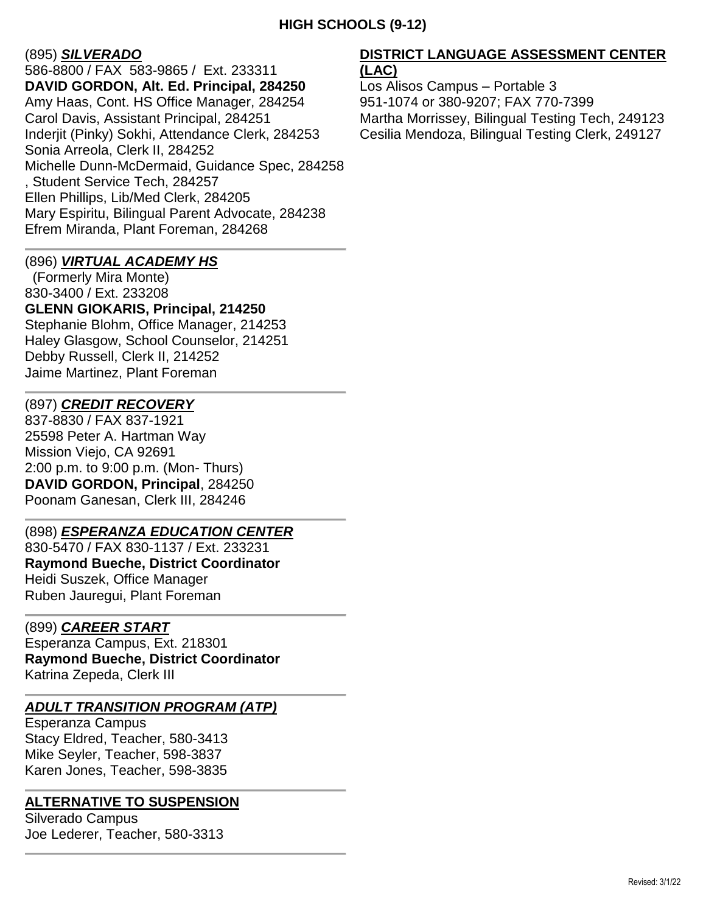## HIGH SCHOOLS (9-12)

(895) ***SILVERADO***
586-8800 / FAX 583-9865 / Ext. 233311
**DAVID GORDON, Alt. Ed. Principal, 284250**
Amy Haas, Cont. HS Office Manager, 284254
Carol Davis, Assistant Principal, 284251
Inderjit (Pinky) Sokhi, Attendance Clerk, 284253
Sonia Arreola, Clerk II, 284252
Michelle Dunn-McDermaid, Guidance Spec, 284258
, Student Service Tech, 284257
Ellen Phillips, Lib/Med Clerk, 284205
Mary Espiritu, Bilingual Parent Advocate, 284238
Efrem Miranda, Plant Foreman, 284268

---

(896) ***VIRTUAL ACADEMY HS***
(Formerly Mira Monte)
830-3400 / Ext. 233208
**GLENN GIOKARIS, Principal, 214250**
Stephanie Blohm, Office Manager, 214253
Haley Glasgow, School Counselor, 214251
Debby Russell, Clerk II, 214252
Jaime Martinez, Plant Foreman

---

(897) ***CREDIT RECOVERY***
837-8830 / FAX 837-1921
25598 Peter A. Hartman Way
Mission Viejo, CA 92691
2:00 p.m. to 9:00 p.m. (Mon- Thurs)
**DAVID GORDON, Principal**, 284250
Poonam Ganesan, Clerk III, 284246

---

(898) ***ESPERANZA EDUCATION CENTER***
830-5470 / FAX 830-1137 / Ext. 233231
**Raymond Bueche, District Coordinator**
Heidi Suszek, Office Manager
Ruben Jauregui, Plant Foreman

---

(899) ***CAREER START***
Esperanza Campus, Ext. 218301
**Raymond Bueche, District Coordinator**
Katrina Zepeda, Clerk III

---

***ADULT TRANSITION PROGRAM (ATP)***
Esperanza Campus
Stacy Eldred, Teacher, 580-3413
Mike Seyler, Teacher, 598-3837
Karen Jones, Teacher, 598-3835

---

**ALTERNATIVE TO SUSPENSION**
Silverado Campus
Joe Lederer, Teacher, 580-3313

---

**DISTRICT LANGUAGE ASSESSMENT CENTER (LAC)**
Los Alisos Campus – Portable 3
951-1074 or 380-9207; FAX 770-7399
Martha Morrissey, Bilingual Testing Tech, 249123
Cesilia Mendoza, Bilingual Testing Clerk, 249127

Revised: 3/1/22